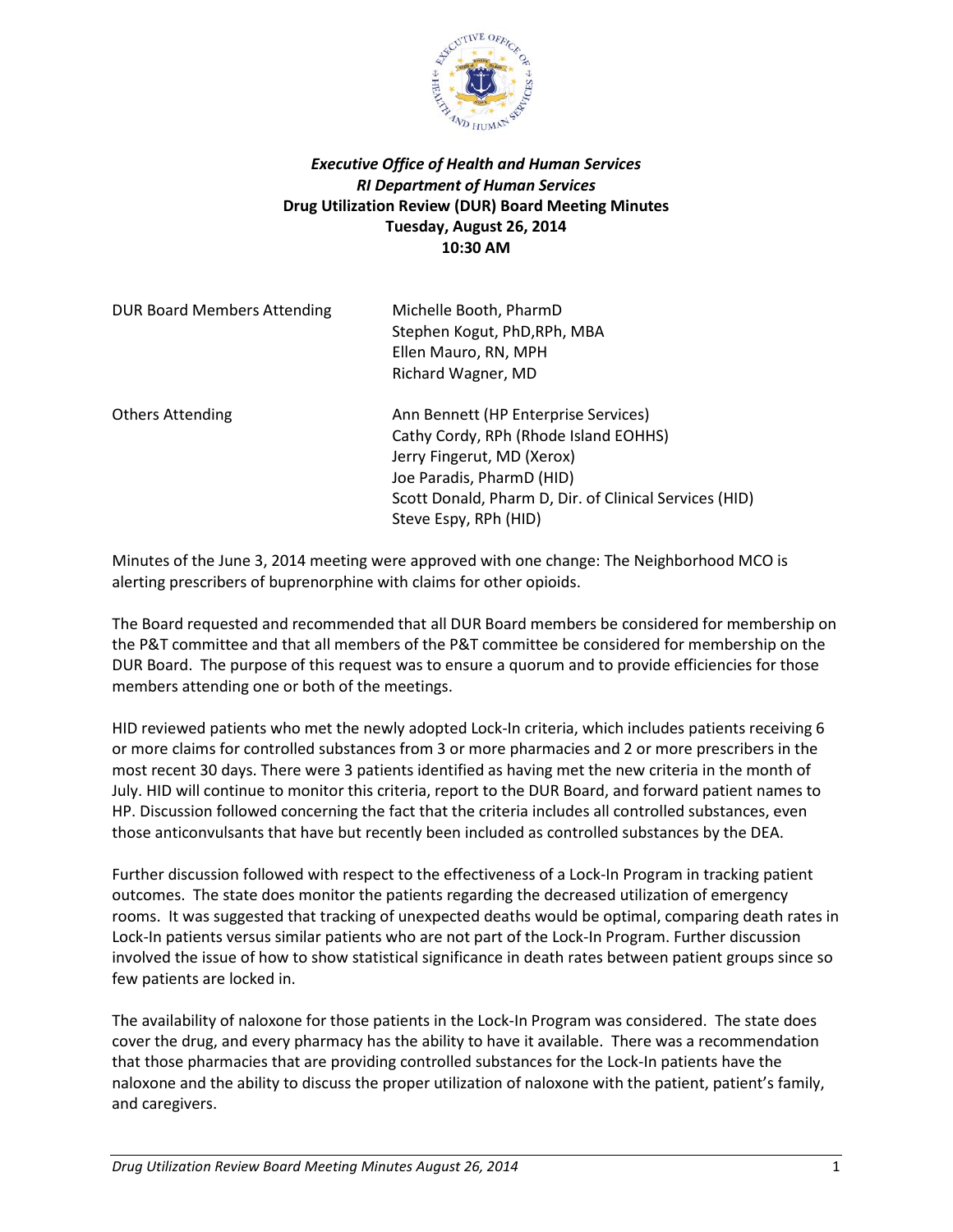***Executive Office of Health and Human Services***
***RI Department of Human Services***
**Drug Utilization Review (DUR) Board Meeting Minutes**
**Tuesday, August 26, 2014**
**10:30 AM**

| | |
|---|---|
| DUR Board Members Attending | Michelle Booth, PharmD<br>Stephen Kogut, PhD,RPh, MBA<br>Ellen Mauro, RN, MPH<br>Richard Wagner, MD |
| Others Attending | Ann Bennett (HP Enterprise Services)<br>Cathy Cordy, RPh (Rhode Island EOHHS)<br>Jerry Fingerut, MD (Xerox)<br>Joe Paradis, PharmD (HID)<br>Scott Donald, Pharm D, Dir. of Clinical Services (HID)<br>Steve Espy, RPh (HID) |

Minutes of the June 3, 2014 meeting were approved with one change: The Neighborhood MCO is alerting prescribers of buprenorphine with claims for other opioids.

The Board requested and recommended that all DUR Board members be considered for membership on the P&T committee and that all members of the P&T committee be considered for membership on the DUR Board. The purpose of this request was to ensure a quorum and to provide efficiencies for those members attending one or both of the meetings.

HID reviewed patients who met the newly adopted Lock-In criteria, which includes patients receiving 6 or more claims for controlled substances from 3 or more pharmacies and 2 or more prescribers in the most recent 30 days. There were 3 patients identified as having met the new criteria in the month of July. HID will continue to monitor this criteria, report to the DUR Board, and forward patient names to HP. Discussion followed concerning the fact that the criteria includes all controlled substances, even those anticonvulsants that have but recently been included as controlled substances by the DEA.

Further discussion followed with respect to the effectiveness of a Lock-In Program in tracking patient outcomes. The state does monitor the patients regarding the decreased utilization of emergency rooms. It was suggested that tracking of unexpected deaths would be optimal, comparing death rates in Lock-In patients versus similar patients who are not part of the Lock-In Program. Further discussion involved the issue of how to show statistical significance in death rates between patient groups since so few patients are locked in.

The availability of naloxone for those patients in the Lock-In Program was considered. The state does cover the drug, and every pharmacy has the ability to have it available. There was a recommendation that those pharmacies that are providing controlled substances for the Lock-In patients have the naloxone and the ability to discuss the proper utilization of naloxone with the patient, patient's family, and caregivers.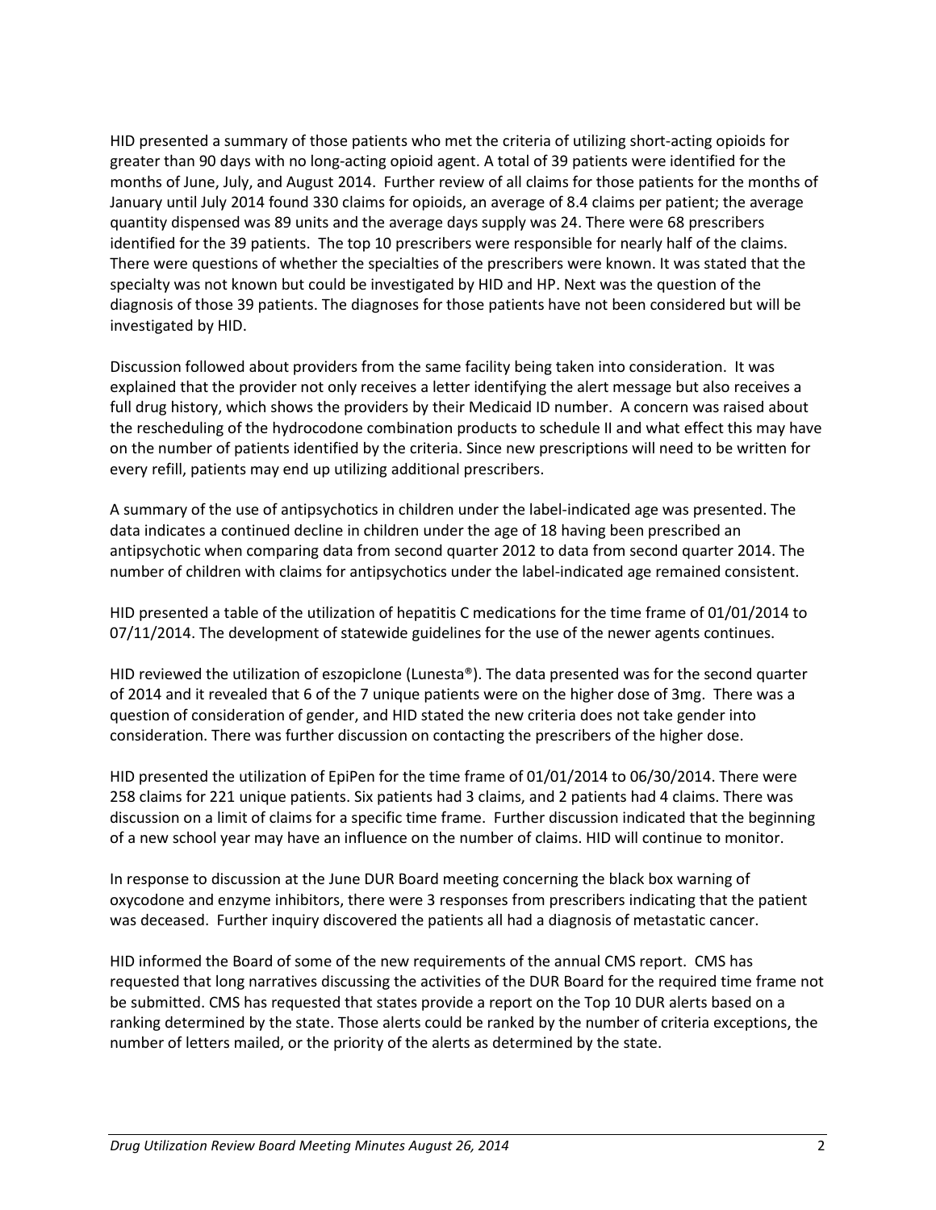HID presented a summary of those patients who met the criteria of utilizing short-acting opioids for greater than 90 days with no long-acting opioid agent. A total of 39 patients were identified for the months of June, July, and August 2014. Further review of all claims for those patients for the months of January until July 2014 found 330 claims for opioids, an average of 8.4 claims per patient; the average quantity dispensed was 89 units and the average days supply was 24. There were 68 prescribers identified for the 39 patients. The top 10 prescribers were responsible for nearly half of the claims. There were questions of whether the specialties of the prescribers were known. It was stated that the specialty was not known but could be investigated by HID and HP. Next was the question of the diagnosis of those 39 patients. The diagnoses for those patients have not been considered but will be investigated by HID.

Discussion followed about providers from the same facility being taken into consideration. It was explained that the provider not only receives a letter identifying the alert message but also receives a full drug history, which shows the providers by their Medicaid ID number. A concern was raised about the rescheduling of the hydrocodone combination products to schedule II and what effect this may have on the number of patients identified by the criteria. Since new prescriptions will need to be written for every refill, patients may end up utilizing additional prescribers.

A summary of the use of antipsychotics in children under the label-indicated age was presented. The data indicates a continued decline in children under the age of 18 having been prescribed an antipsychotic when comparing data from second quarter 2012 to data from second quarter 2014. The number of children with claims for antipsychotics under the label-indicated age remained consistent.

HID presented a table of the utilization of hepatitis C medications for the time frame of 01/01/2014 to 07/11/2014. The development of statewide guidelines for the use of the newer agents continues.

HID reviewed the utilization of eszopiclone (Lunesta®). The data presented was for the second quarter of 2014 and it revealed that 6 of the 7 unique patients were on the higher dose of 3mg. There was a question of consideration of gender, and HID stated the new criteria does not take gender into consideration. There was further discussion on contacting the prescribers of the higher dose.

HID presented the utilization of EpiPen for the time frame of 01/01/2014 to 06/30/2014. There were 258 claims for 221 unique patients. Six patients had 3 claims, and 2 patients had 4 claims. There was discussion on a limit of claims for a specific time frame. Further discussion indicated that the beginning of a new school year may have an influence on the number of claims. HID will continue to monitor.

In response to discussion at the June DUR Board meeting concerning the black box warning of oxycodone and enzyme inhibitors, there were 3 responses from prescribers indicating that the patient was deceased. Further inquiry discovered the patients all had a diagnosis of metastatic cancer.

HID informed the Board of some of the new requirements of the annual CMS report. CMS has requested that long narratives discussing the activities of the DUR Board for the required time frame not be submitted. CMS has requested that states provide a report on the Top 10 DUR alerts based on a ranking determined by the state. Those alerts could be ranked by the number of criteria exceptions, the number of letters mailed, or the priority of the alerts as determined by the state.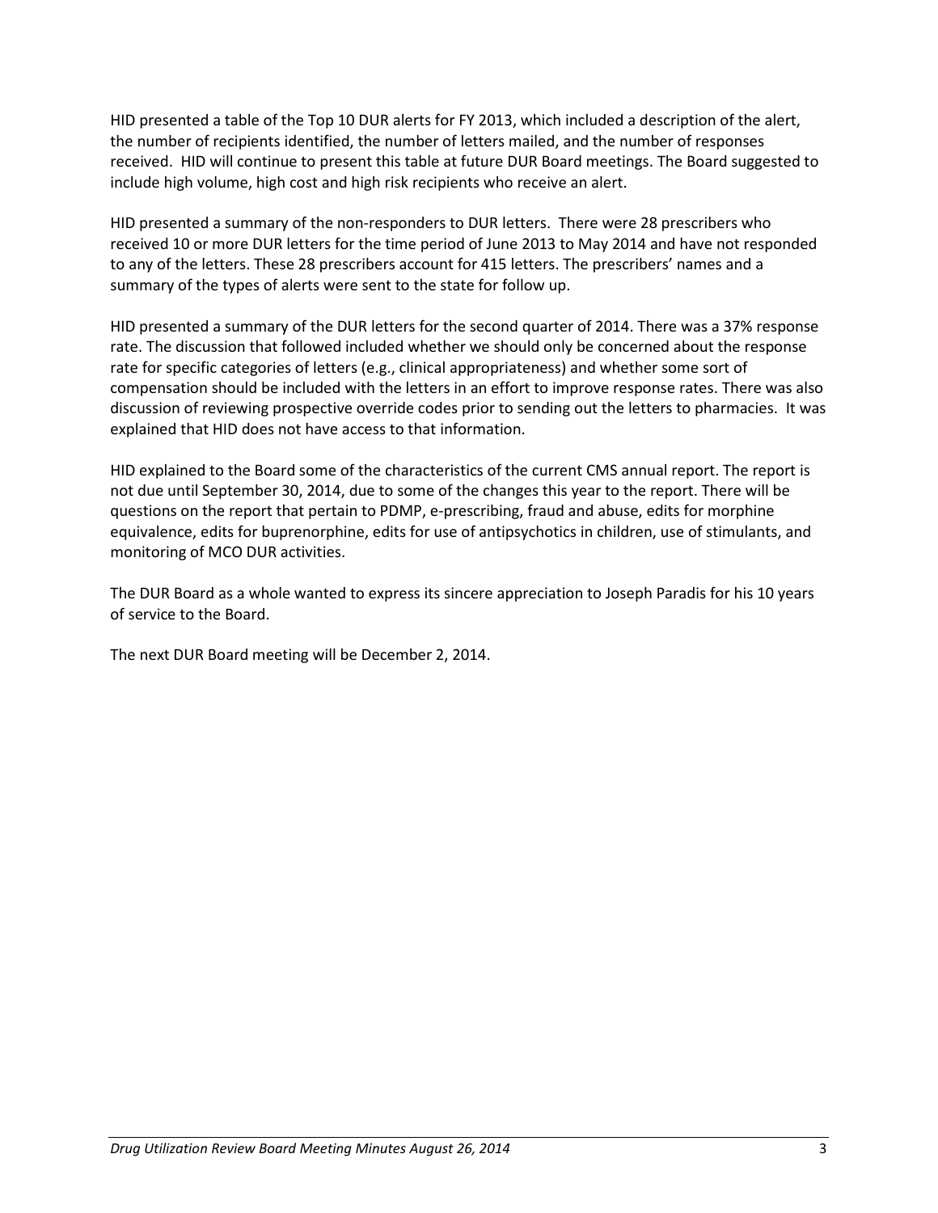HID presented a table of the Top 10 DUR alerts for FY 2013, which included a description of the alert, the number of recipients identified, the number of letters mailed, and the number of responses received. HID will continue to present this table at future DUR Board meetings. The Board suggested to include high volume, high cost and high risk recipients who receive an alert.

HID presented a summary of the non-responders to DUR letters. There were 28 prescribers who received 10 or more DUR letters for the time period of June 2013 to May 2014 and have not responded to any of the letters. These 28 prescribers account for 415 letters. The prescribers' names and a summary of the types of alerts were sent to the state for follow up.

HID presented a summary of the DUR letters for the second quarter of 2014. There was a 37% response rate. The discussion that followed included whether we should only be concerned about the response rate for specific categories of letters (e.g., clinical appropriateness) and whether some sort of compensation should be included with the letters in an effort to improve response rates. There was also discussion of reviewing prospective override codes prior to sending out the letters to pharmacies. It was explained that HID does not have access to that information.

HID explained to the Board some of the characteristics of the current CMS annual report. The report is not due until September 30, 2014, due to some of the changes this year to the report. There will be questions on the report that pertain to PDMP, e-prescribing, fraud and abuse, edits for morphine equivalence, edits for buprenorphine, edits for use of antipsychotics in children, use of stimulants, and monitoring of MCO DUR activities.

The DUR Board as a whole wanted to express its sincere appreciation to Joseph Paradis for his 10 years of service to the Board.

The next DUR Board meeting will be December 2, 2014.